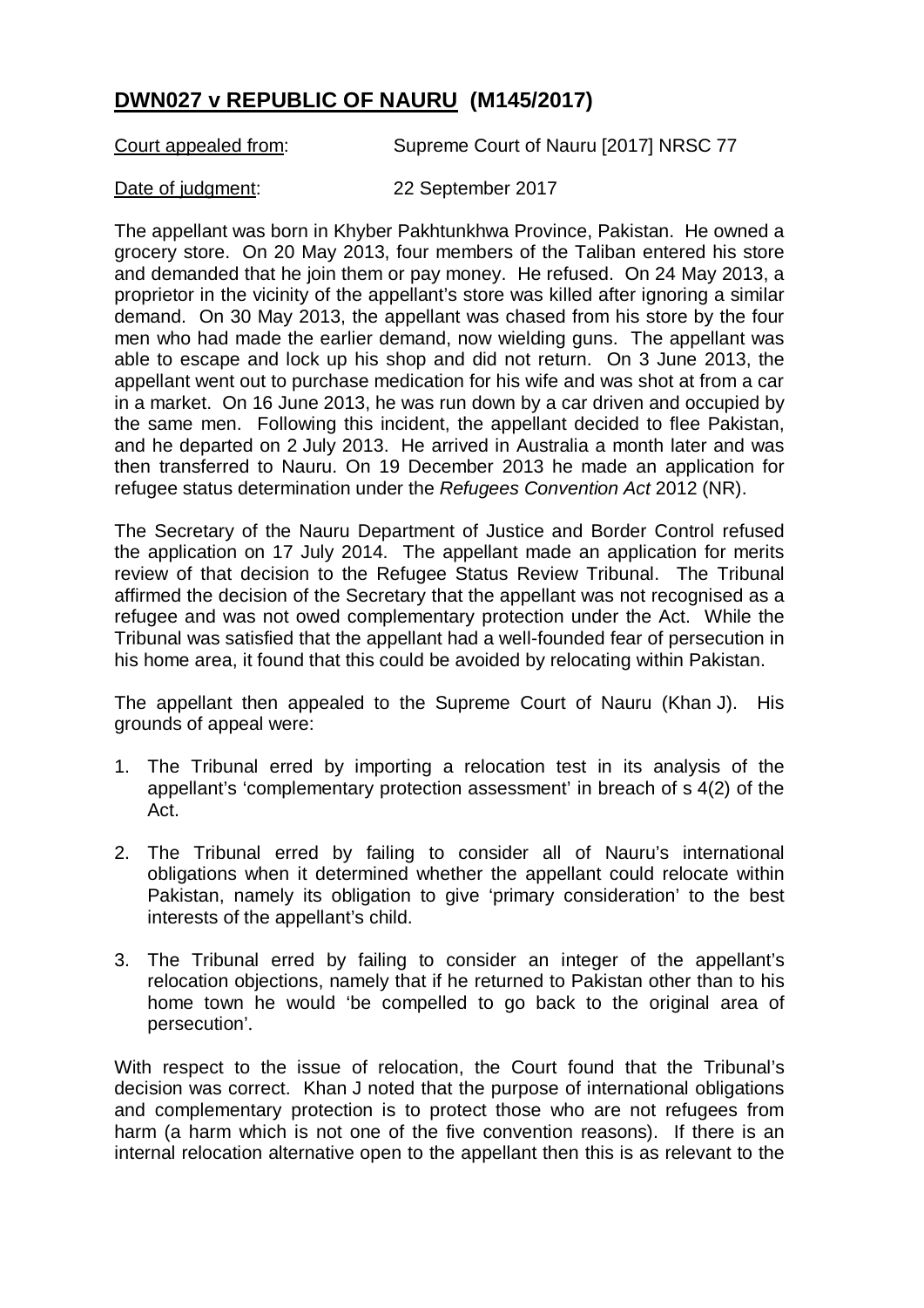# **DWN027 v REPUBLIC OF NAURU (M145/2017)**

Court appealed from: Supreme Court of Nauru [2017] NRSC 77

Date of judgment: 22 September 2017

The appellant was born in Khyber Pakhtunkhwa Province, Pakistan. He owned a grocery store. On 20 May 2013, four members of the Taliban entered his store and demanded that he join them or pay money. He refused. On 24 May 2013, a proprietor in the vicinity of the appellant's store was killed after ignoring a similar demand. On 30 May 2013, the appellant was chased from his store by the four men who had made the earlier demand, now wielding guns. The appellant was able to escape and lock up his shop and did not return. On 3 June 2013, the appellant went out to purchase medication for his wife and was shot at from a car in a market. On 16 June 2013, he was run down by a car driven and occupied by the same men. Following this incident, the appellant decided to flee Pakistan, and he departed on 2 July 2013. He arrived in Australia a month later and was then transferred to Nauru. On 19 December 2013 he made an application for refugee status determination under the *Refugees Convention Act* 2012 (NR).

The Secretary of the Nauru Department of Justice and Border Control refused the application on 17 July 2014. The appellant made an application for merits review of that decision to the Refugee Status Review Tribunal. The Tribunal affirmed the decision of the Secretary that the appellant was not recognised as a refugee and was not owed complementary protection under the Act. While the Tribunal was satisfied that the appellant had a well-founded fear of persecution in his home area, it found that this could be avoided by relocating within Pakistan.

The appellant then appealed to the Supreme Court of Nauru (Khan J). His grounds of appeal were:

1. The Tribunal erred by importing a relocation test in its analysis of the appellant's 'complementary protection assessment' in breach of s 4(2) of the Act.
2. The Tribunal erred by failing to consider all of Nauru's international obligations when it determined whether the appellant could relocate within Pakistan, namely its obligation to give 'primary consideration' to the best interests of the appellant's child.
3. The Tribunal erred by failing to consider an integer of the appellant's relocation objections, namely that if he returned to Pakistan other than to his home town he would 'be compelled to go back to the original area of persecution'.

With respect to the issue of relocation, the Court found that the Tribunal's decision was correct. Khan J noted that the purpose of international obligations and complementary protection is to protect those who are not refugees from harm (a harm which is not one of the five convention reasons). If there is an internal relocation alternative open to the appellant then this is as relevant to the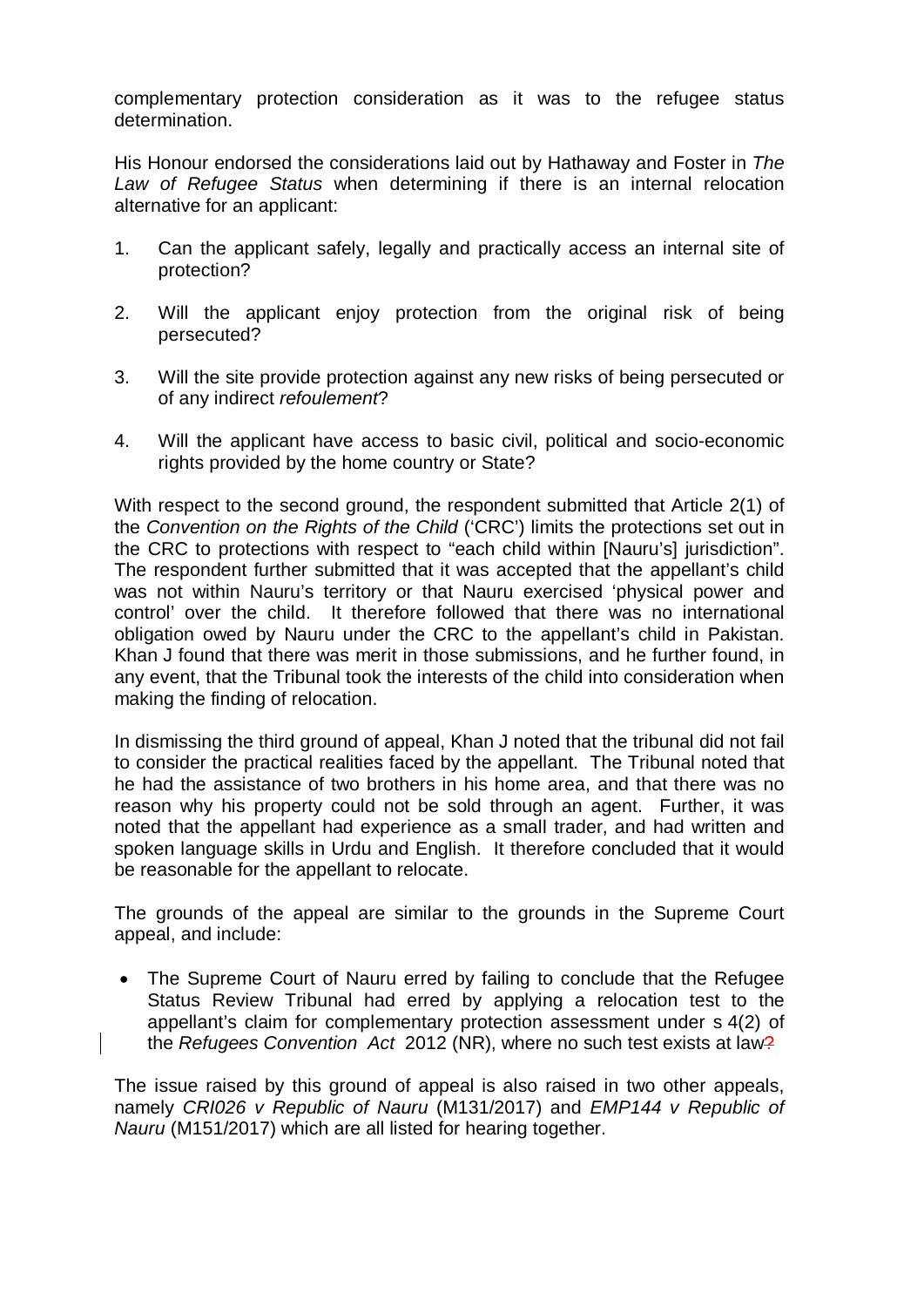complementary protection consideration as it was to the refugee status determination.

His Honour endorsed the considerations laid out by Hathaway and Foster in *The Law of Refugee Status* when determining if there is an internal relocation alternative for an applicant:

1. Can the applicant safely, legally and practically access an internal site of protection?
2. Will the applicant enjoy protection from the original risk of being persecuted?
3. Will the site provide protection against any new risks of being persecuted or of any indirect *refoulement*?
4. Will the applicant have access to basic civil, political and socio-economic rights provided by the home country or State?

With respect to the second ground, the respondent submitted that Article 2(1) of the *Convention on the Rights of the Child* ('CRC') limits the protections set out in the CRC to protections with respect to "each child within [Nauru's] jurisdiction". The respondent further submitted that it was accepted that the appellant's child was not within Nauru's territory or that Nauru exercised 'physical power and control' over the child. It therefore followed that there was no international obligation owed by Nauru under the CRC to the appellant's child in Pakistan. Khan J found that there was merit in those submissions, and he further found, in any event, that the Tribunal took the interests of the child into consideration when making the finding of relocation.

In dismissing the third ground of appeal, Khan J noted that the tribunal did not fail to consider the practical realities faced by the appellant. The Tribunal noted that he had the assistance of two brothers in his home area, and that there was no reason why his property could not be sold through an agent. Further, it was noted that the appellant had experience as a small trader, and had written and spoken language skills in Urdu and English. It therefore concluded that it would be reasonable for the appellant to relocate.

The grounds of the appeal are similar to the grounds in the Supreme Court appeal, and include:

- The Supreme Court of Nauru erred by failing to conclude that the Refugee Status Review Tribunal had erred by applying a relocation test to the appellant's claim for complementary protection assessment under s 4(2) of the *Refugees Convention Act* 2012 (NR), where no such test exists at law?

The issue raised by this ground of appeal is also raised in two other appeals, namely *CRI026 v Republic of Nauru* (M131/2017) and *EMP144 v Republic of Nauru* (M151/2017) which are all listed for hearing together.